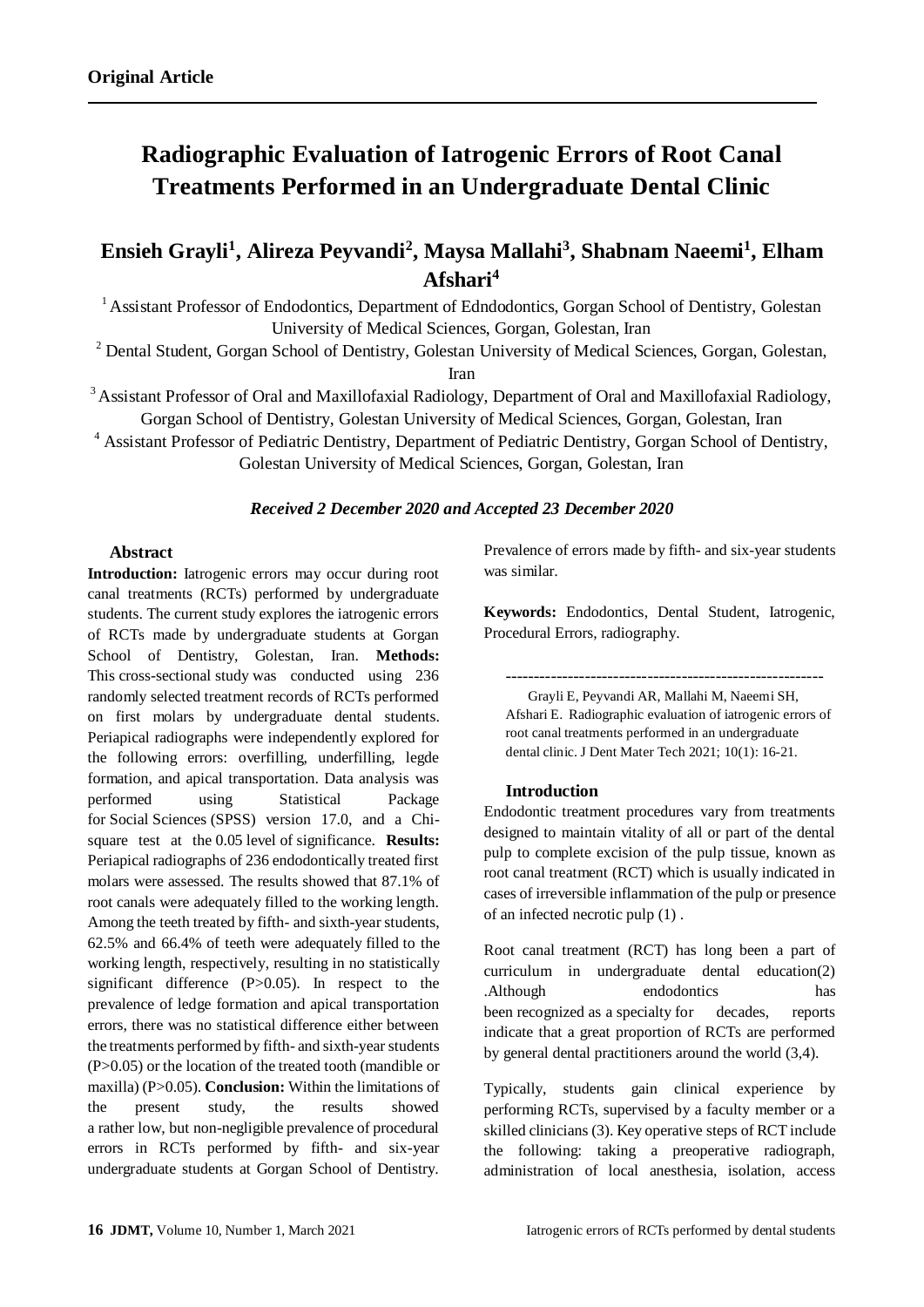**Original Article**

# Radiographic Evaluation of Iatrogenic Errors of Root Canal Treatments Performed in an Undergraduate Dental Clinic

## Ensieh Grayli[1], Alireza Peyvandi[2], Maysa Mallahi[3], Shabnam Naeemi[1], Elham Afshari[4]

[1] Assistant Professor of Endodontics, Department of Edndodontics, Gorgan School of Dentistry, Golestan University of Medical Sciences, Gorgan, Golestan, Iran

[2] Dental Student, Gorgan School of Dentistry, Golestan University of Medical Sciences, Gorgan, Golestan, Iran

[3] Assistant Professor of Oral and Maxillofaxial Radiology, Department of Oral and Maxillofaxial Radiology, Gorgan School of Dentistry, Golestan University of Medical Sciences, Gorgan, Golestan, Iran

[4] Assistant Professor of Pediatric Dentistry, Department of Pediatric Dentistry, Gorgan School of Dentistry, Golestan University of Medical Sciences, Gorgan, Golestan, Iran

***Received 2 December 2020 and Accepted 23 December 2020***

### Abstract

**Introduction:** Iatrogenic errors may occur during root canal treatments (RCTs) performed by undergraduate students. The current study explores the iatrogenic errors of RCTs made by undergraduate students at Gorgan School of Dentistry, Golestan, Iran. **Methods:** This cross-sectional study was conducted using 236 randomly selected treatment records of RCTs performed on first molars by undergraduate dental students. Periapical radiographs were independently explored for the following errors: overfilling, underfilling, legde formation, and apical transportation. Data analysis was performed using Statistical Package for Social Sciences (SPSS) version 17.0, and a Chi-square test at the 0.05 level of significance. **Results:** Periapical radiographs of 236 endodontically treated first molars were assessed. The results showed that 87.1% of root canals were adequately filled to the working length. Among the teeth treated by fifth- and sixth-year students, 62.5% and 66.4% of teeth were adequately filled to the working length, respectively, resulting in no statistically significant difference (P>0.05). In respect to the prevalence of ledge formation and apical transportation errors, there was no statistical difference either between the treatments performed by fifth- and sixth-year students (P>0.05) or the location of the treated tooth (mandible or maxilla) (P>0.05). **Conclusion:** Within the limitations of the present study, the results showed a rather low, but non-negligible prevalence of procedural errors in RCTs performed by fifth- and six-year undergraduate students at Gorgan School of Dentistry. Prevalence of errors made by fifth- and six-year students was similar.

**Keywords:** Endodontics, Dental Student, Iatrogenic, Procedural Errors, radiography.

---

Grayli E, Peyvandi AR, Mallahi M, Naeemi SH, Afshari E. Radiographic evaluation of iatrogenic errors of root canal treatments performed in an undergraduate dental clinic. J Dent Mater Tech 2021; 10(1): 16-21.

### Introduction

Endodontic treatment procedures vary from treatments designed to maintain vitality of all or part of the dental pulp to complete excision of the pulp tissue, known as root canal treatment (RCT) which is usually indicated in cases of irreversible inflammation of the pulp or presence of an infected necrotic pulp (1) .

Root canal treatment (RCT) has long been a part of curriculum in undergraduate dental education(2) .Although endodontics has been recognized as a specialty for decades, reports indicate that a great proportion of RCTs are performed by general dental practitioners around the world (3,4).

Typically, students gain clinical experience by performing RCTs, supervised by a faculty member or a skilled clinicians (3). Key operative steps of RCT include the following: taking a preoperative radiograph, administration of local anesthesia, isolation, access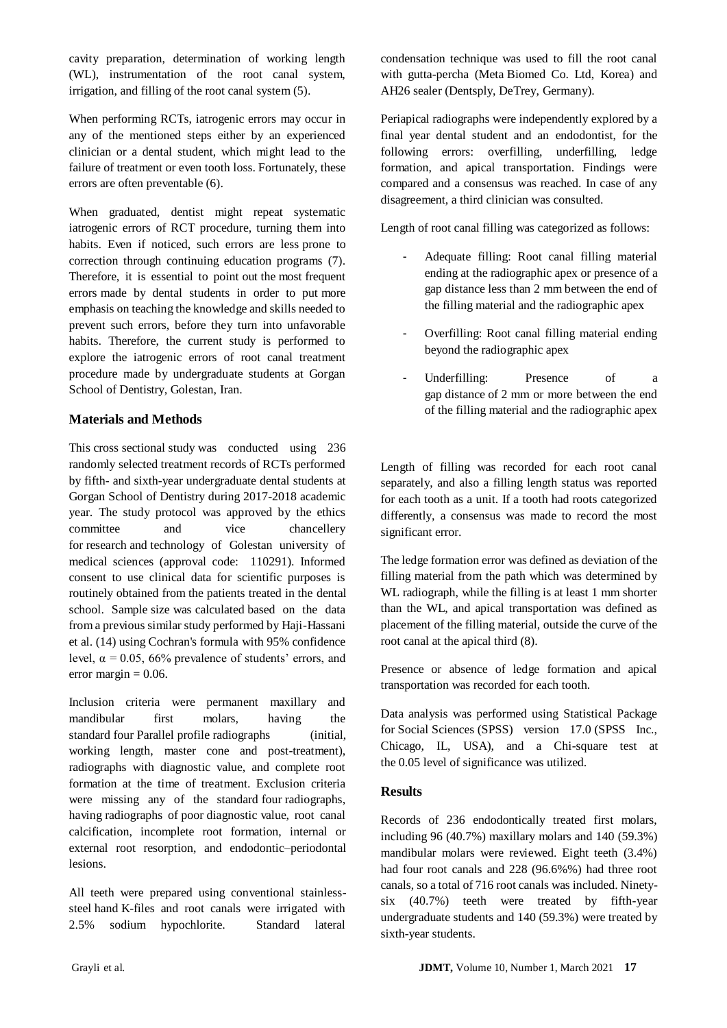cavity preparation, determination of working length (WL), instrumentation of the root canal system, irrigation, and filling of the root canal system (5).

When performing RCTs, iatrogenic errors may occur in any of the mentioned steps either by an experienced clinician or a dental student, which might lead to the failure of treatment or even tooth loss. Fortunately, these errors are often preventable (6).

When graduated, dentist might repeat systematic iatrogenic errors of RCT procedure, turning them into habits. Even if noticed, such errors are less prone to correction through continuing education programs (7). Therefore, it is essential to point out the most frequent errors made by dental students in order to put more emphasis on teaching the knowledge and skills needed to prevent such errors, before they turn into unfavorable habits. Therefore, the current study is performed to explore the iatrogenic errors of root canal treatment procedure made by undergraduate students at Gorgan School of Dentistry, Golestan, Iran.

## Materials and Methods

This cross sectional study was conducted using 236 randomly selected treatment records of RCTs performed by fifth- and sixth-year undergraduate dental students at Gorgan School of Dentistry during 2017-2018 academic year. The study protocol was approved by the ethics committee and vice chancellery for research and technology of Golestan university of medical sciences (approval code: 110291). Informed consent to use clinical data for scientific purposes is routinely obtained from the patients treated in the dental school. Sample size was calculated based on the data from a previous similar study performed by Haji-Hassani et al. (14) using Cochran's formula with 95% confidence level, $\alpha = 0.05$, 66% prevalence of students' errors, and error margin = 0.06.

Inclusion criteria were permanent maxillary and mandibular first molars, having the standard four Parallel profile radiographs (initial, working length, master cone and post-treatment), radiographs with diagnostic value, and complete root formation at the time of treatment. Exclusion criteria were missing any of the standard four radiographs, having radiographs of poor diagnostic value, root canal calcification, incomplete root formation, internal or external root resorption, and endodontic–periodontal lesions.

All teeth were prepared using conventional stainless-steel hand K-files and root canals were irrigated with 2.5% sodium hypochlorite. Standard lateral condensation technique was used to fill the root canal with gutta-percha (Meta Biomed Co. Ltd, Korea) and AH26 sealer (Dentsply, DeTrey, Germany).

Periapical radiographs were independently explored by a final year dental student and an endodontist, for the following errors: overfilling, underfilling, ledge formation, and apical transportation. Findings were compared and a consensus was reached. In case of any disagreement, a third clinician was consulted.

Length of root canal filling was categorized as follows:

- Adequate filling: Root canal filling material ending at the radiographic apex or presence of a gap distance less than 2 mm between the end of the filling material and the radiographic apex
- Overfilling: Root canal filling material ending beyond the radiographic apex
- Underfilling: Presence of a gap distance of 2 mm or more between the end of the filling material and the radiographic apex

Length of filling was recorded for each root canal separately, and also a filling length status was reported for each tooth as a unit. If a tooth had roots categorized differently, a consensus was made to record the most significant error.

The ledge formation error was defined as deviation of the filling material from the path which was determined by WL radiograph, while the filling is at least 1 mm shorter than the WL, and apical transportation was defined as placement of the filling material, outside the curve of the root canal at the apical third (8).

Presence or absence of ledge formation and apical transportation was recorded for each tooth.

Data analysis was performed using Statistical Package for Social Sciences (SPSS) version 17.0 (SPSS Inc., Chicago, IL, USA), and a Chi-square test at the 0.05 level of significance was utilized.

## Results

Records of 236 endodontically treated first molars, including 96 (40.7%) maxillary molars and 140 (59.3%) mandibular molars were reviewed. Eight teeth (3.4%) had four root canals and 228 (96.6%%) had three root canals, so a total of 716 root canals was included. Ninety-six (40.7%) teeth were treated by fifth-year undergraduate students and 140 (59.3%) were treated by sixth-year students.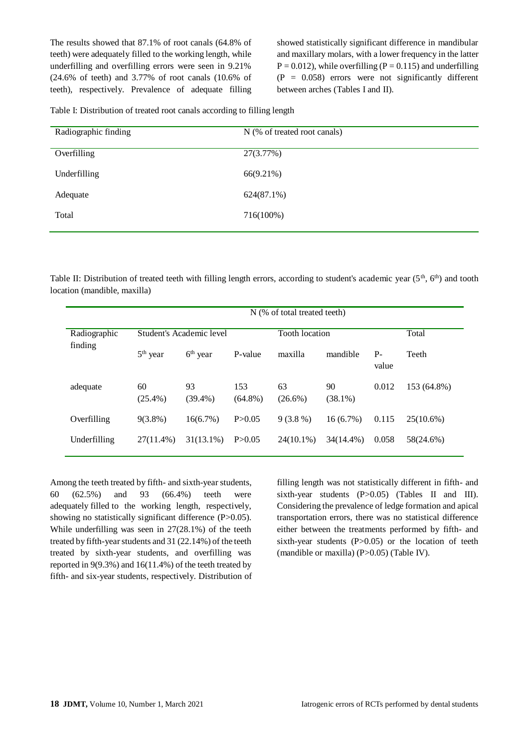The results showed that 87.1% of root canals (64.8% of teeth) were adequately filled to the working length, while underfilling and overfilling errors were seen in 9.21% (24.6% of teeth) and 3.77% of root canals (10.6% of teeth), respectively. Prevalence of adequate filling showed statistically significant difference in mandibular and maxillary molars, with a lower frequency in the latter $P = 0.012$), while overfilling ($P = 0.115$) and underfilling ($P = 0.058$) errors were not significantly different between arches (Tables I and II).

Table I: Distribution of treated root canals according to filling length

| Radiographic finding | N (% of treated root canals) |
|---|---|
| Overfilling | 27(3.77%) |
| Underfilling | 66(9.21%) |
| Adequate | 624(87.1%) |
| Total | 716(100%) |

Table II: Distribution of treated teeth with filling length errors, according to student's academic year (5th, 6th) and tooth location (mandible, maxilla)

| | N (% of total treated teeth) | | | | | | |
|---|---|---|---|---|---|---|---|
| Radiographic finding | Student's Academic level | | | Tooth location | | | Total |
| | 5th year | 6th year | P-value | maxilla | mandible | P-value | Teeth |
| adequate | 60 (25.4%) | 93 (39.4%) | 153 (64.8%) | 63 (26.6%) | 90 (38.1%) | 0.012 | 153 (64.8%) |
| Overfilling | 9(3.8%) | 16(6.7%) | P>0.05 | 9 (3.8 %) | 16 (6.7%) | 0.115 | 25(10.6%) |
| Underfilling | 27(11.4%) | 31(13.1%) | P>0.05 | 24(10.1%) | 34(14.4%) | 0.058 | 58(24.6%) |

Among the teeth treated by fifth- and sixth-year students, 60 (62.5%) and 93 (66.4%) teeth were adequately filled to the working length, respectively, showing no statistically significant difference ($P>0.05$). While underfilling was seen in 27(28.1%) of the teeth treated by fifth-year students and 31 (22.14%) of the teeth treated by sixth-year students, and overfilling was reported in 9(9.3%) and 16(11.4%) of the teeth treated by fifth- and six-year students, respectively. Distribution of filling length was not statistically different in fifth- and sixth-year students ($P>0.05$) (Tables II and III). Considering the prevalence of ledge formation and apical transportation errors, there was no statistical difference either between the treatments performed by fifth- and sixth-year students ($P>0.05$) or the location of teeth (mandible or maxilla) ($P>0.05$) (Table IV).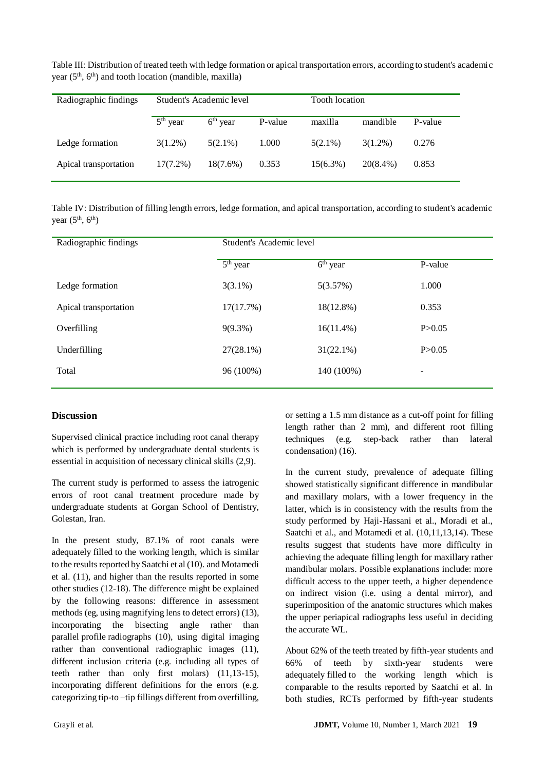Table III: Distribution of treated teeth with ledge formation or apical transportation errors, according to student's academic year ($5^{th}$, $6^{th}$) and tooth location (mandible, maxilla)

| Radiographic findings | Student's Academic level | | | Tooth location | | |
|---|---|---|---|---|---|---|
| | $5^{th}$ year | $6^{th}$ year | P-value | maxilla | mandible | P-value |
| Ledge formation | 3(1.2%) | 5(2.1%) | 1.000 | 5(2.1%) | 3(1.2%) | 0.276 |
| Apical transportation | 17(7.2%) | 18(7.6%) | 0.353 | 15(6.3%) | 20(8.4%) | 0.853 |

Table IV: Distribution of filling length errors, ledge formation, and apical transportation, according to student's academic year ($5^{th}$, $6^{th}$)

| Radiographic findings | Student's Academic level | | |
|---|---|---|---|
| | $5^{th}$ year | $6^{th}$ year | P-value |
| Ledge formation | 3(3.1%) | 5(3.57%) | 1.000 |
| Apical transportation | 17(17.7%) | 18(12.8%) | 0.353 |
| Overfilling | 9(9.3%) | 16(11.4%) | P>0.05 |
| Underfilling | 27(28.1%) | 31(22.1%) | P>0.05 |
| Total | 96 (100%) | 140 (100%) | - |

## Discussion

Supervised clinical practice including root canal therapy which is performed by undergraduate dental students is essential in acquisition of necessary clinical skills (2,9).

The current study is performed to assess the iatrogenic errors of root canal treatment procedure made by undergraduate students at Gorgan School of Dentistry, Golestan, Iran.

In the present study, 87.1% of root canals were adequately filled to the working length, which is similar to the results reported by Saatchi et al (10). and Motamedi et al. (11), and higher than the results reported in some other studies (12-18). The difference might be explained by the following reasons: difference in assessment methods (eg, using magnifying lens to detect errors) (13), incorporating the bisecting angle rather than parallel profile radiographs (10), using digital imaging rather than conventional radiographic images (11), different inclusion criteria (e.g. including all types of teeth rather than only first molars) (11,13-15), incorporating different definitions for the errors (e.g. categorizing tip-to –tip fillings different from overfilling, or setting a 1.5 mm distance as a cut-off point for filling length rather than 2 mm), and different root filling techniques (e.g. step-back rather than lateral condensation) (16).

In the current study, prevalence of adequate filling showed statistically significant difference in mandibular and maxillary molars, with a lower frequency in the latter, which is in consistency with the results from the study performed by Haji-Hassani et al., Moradi et al., Saatchi et al., and Motamedi et al. (10,11,13,14). These results suggest that students have more difficulty in achieving the adequate filling length for maxillary rather mandibular molars. Possible explanations include: more difficult access to the upper teeth, a higher dependence on indirect vision (i.e. using a dental mirror), and superimposition of the anatomic structures which makes the upper periapical radiographs less useful in deciding the accurate WL.

About 62% of the teeth treated by fifth-year students and 66% of teeth by sixth-year students were adequately filled to the working length which is comparable to the results reported by Saatchi et al. In both studies, RCTs performed by fifth-year students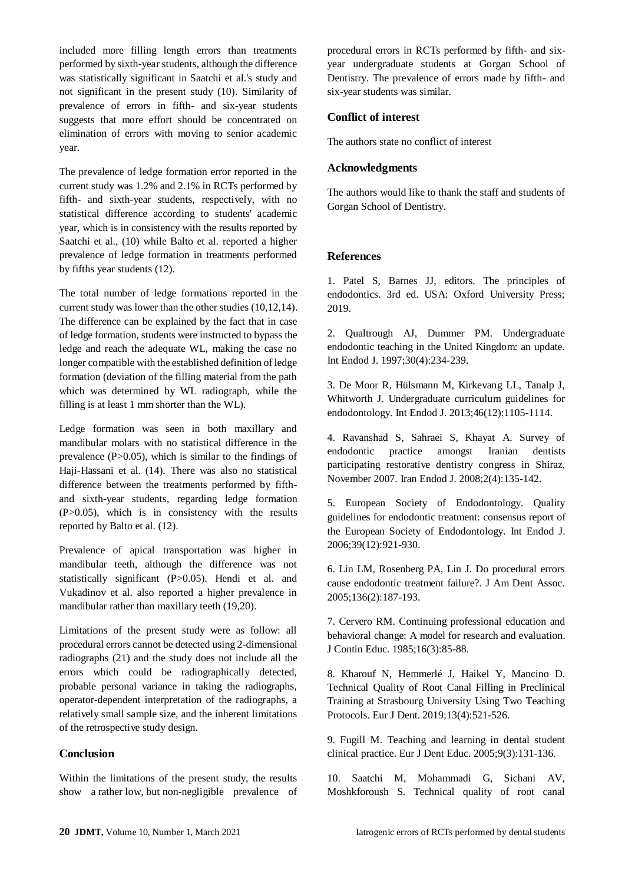included more filling length errors than treatments performed by sixth-year students, although the difference was statistically significant in Saatchi et al.'s study and not significant in the present study (10). Similarity of prevalence of errors in fifth- and six-year students suggests that more effort should be concentrated on elimination of errors with moving to senior academic year.

The prevalence of ledge formation error reported in the current study was 1.2% and 2.1% in RCTs performed by fifth- and sixth-year students, respectively, with no statistical difference according to students' academic year, which is in consistency with the results reported by Saatchi et al., (10) while Balto et al. reported a higher prevalence of ledge formation in treatments performed by fifths year students (12).

The total number of ledge formations reported in the current study was lower than the other studies (10,12,14). The difference can be explained by the fact that in case of ledge formation, students were instructed to bypass the ledge and reach the adequate WL, making the case no longer compatible with the established definition of ledge formation (deviation of the filling material from the path which was determined by WL radiograph, while the filling is at least 1 mm shorter than the WL).

Ledge formation was seen in both maxillary and mandibular molars with no statistical difference in the prevalence ($P>0.05$), which is similar to the findings of Haji-Hassani et al. (14). There was also no statistical difference between the treatments performed by fifth- and sixth-year students, regarding ledge formation ($P>0.05$), which is in consistency with the results reported by Balto et al. (12).

Prevalence of apical transportation was higher in mandibular teeth, although the difference was not statistically significant ($P>0.05$). Hendi et al. and Vukadinov et al. also reported a higher prevalence in mandibular rather than maxillary teeth (19,20).

Limitations of the present study were as follow: all procedural errors cannot be detected using 2-dimensional radiographs (21) and the study does not include all the errors which could be radiographically detected, probable personal variance in taking the radiographs, operator-dependent interpretation of the radiographs, a relatively small sample size, and the inherent limitations of the retrospective study design.

## Conclusion

Within the limitations of the present study, the results show a rather low, but non-negligible prevalence of procedural errors in RCTs performed by fifth- and six-year undergraduate students at Gorgan School of Dentistry. The prevalence of errors made by fifth- and six-year students was similar.

## Conflict of interest

The authors state no conflict of interest

## Acknowledgments

The authors would like to thank the staff and students of Gorgan School of Dentistry.

## References

1. Patel S, Barnes JJ, editors. The principles of endodontics. 3rd ed. USA: Oxford University Press; 2019.

2. Qualtrough AJ, Dummer PM. Undergraduate endodontic teaching in the United Kingdom: an update. Int Endod J. 1997;30(4):234-239.

3. De Moor R, Hülsmann M, Kirkevang LL, Tanalp J, Whitworth J. Undergraduate curriculum guidelines for endodontology. Int Endod J. 2013;46(12):1105-1114.

4. Ravanshad S, Sahraei S, Khayat A. Survey of endodontic practice amongst Iranian dentists participating restorative dentistry congress in Shiraz, November 2007. Iran Endod J. 2008;2(4):135-142.

5. European Society of Endodontology. Quality guidelines for endodontic treatment: consensus report of the European Society of Endodontology. Int Endod J. 2006;39(12):921-930.

6. Lin LM, Rosenberg PA, Lin J. Do procedural errors cause endodontic treatment failure?. J Am Dent Assoc. 2005;136(2):187-193.

7. Cervero RM. Continuing professional education and behavioral change: A model for research and evaluation. J Contin Educ. 1985;16(3):85-88.

8. Kharouf N, Hemmerlé J, Haikel Y, Mancino D. Technical Quality of Root Canal Filling in Preclinical Training at Strasbourg University Using Two Teaching Protocols. Eur J Dent. 2019;13(4):521-526.

9. Fugill M. Teaching and learning in dental student clinical practice. Eur J Dent Educ. 2005;9(3):131-136.

10. Saatchi M, Mohammadi G, Sichani AV, Moshkforoush S. Technical quality of root canal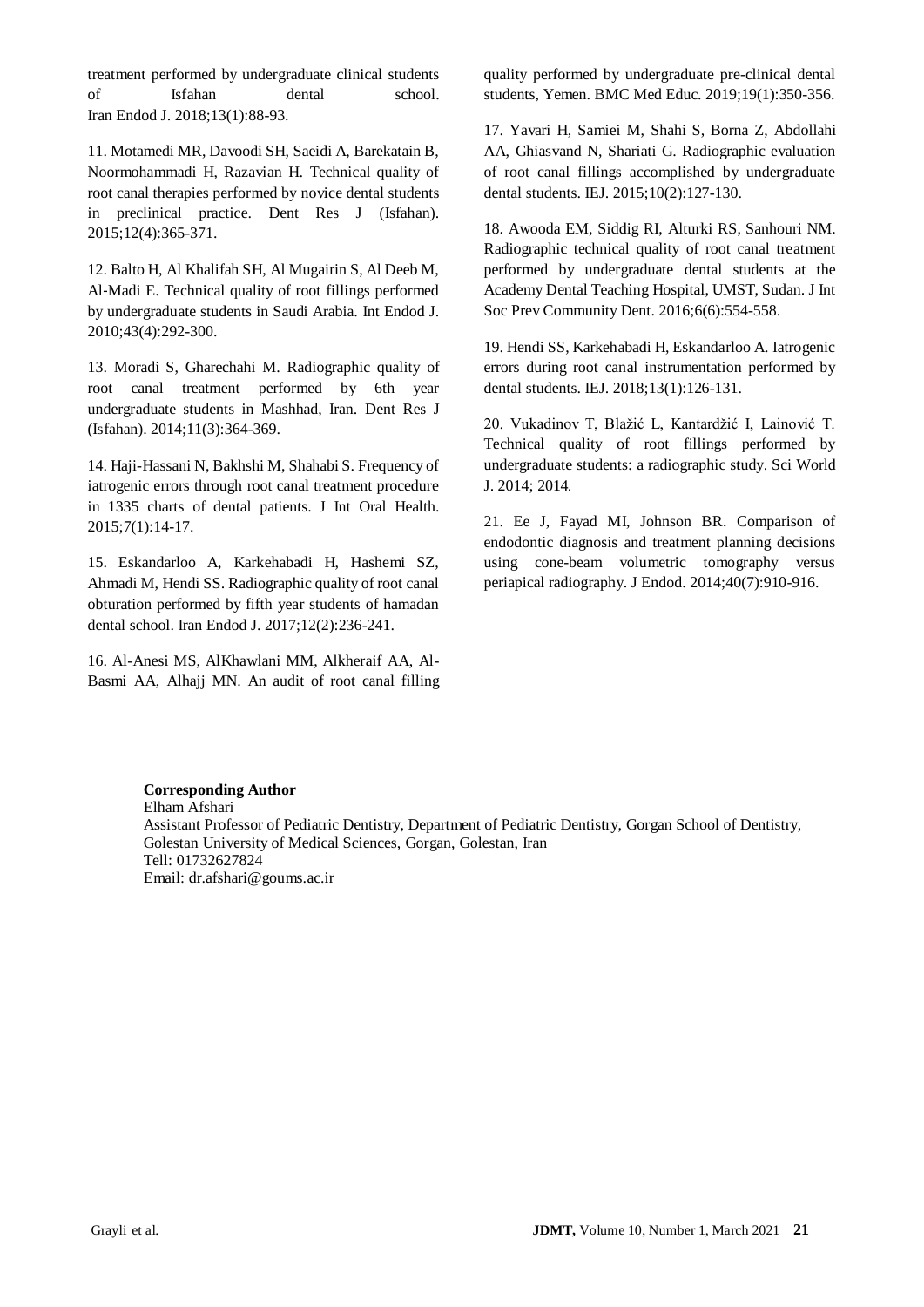treatment performed by undergraduate clinical students of Isfahan dental school. Iran Endod J. 2018;13(1):88-93.

11. Motamedi MR, Davoodi SH, Saeidi A, Barekatain B, Noormohammadi H, Razavian H. Technical quality of root canal therapies performed by novice dental students in preclinical practice. Dent Res J (Isfahan). 2015;12(4):365-371.

12. Balto H, Al Khalifah SH, Al Mugairin S, Al Deeb M, Al-Madi E. Technical quality of root fillings performed by undergraduate students in Saudi Arabia. Int Endod J. 2010;43(4):292-300.

13. Moradi S, Gharechahi M. Radiographic quality of root canal treatment performed by 6th year undergraduate students in Mashhad, Iran. Dent Res J (Isfahan). 2014;11(3):364-369.

14. Haji-Hassani N, Bakhshi M, Shahabi S. Frequency of iatrogenic errors through root canal treatment procedure in 1335 charts of dental patients. J Int Oral Health. 2015;7(1):14-17.

15. Eskandarloo A, Karkehabadi H, Hashemi SZ, Ahmadi M, Hendi SS. Radiographic quality of root canal obturation performed by fifth year students of hamadan dental school. Iran Endod J. 2017;12(2):236-241.

16. Al-Anesi MS, AlKhawlani MM, Alkheraif AA, Al-Basmi AA, Alhajj MN. An audit of root canal filling quality performed by undergraduate pre-clinical dental students, Yemen. BMC Med Educ. 2019;19(1):350-356.

17. Yavari H, Samiei M, Shahi S, Borna Z, Abdollahi AA, Ghiasvand N, Shariati G. Radiographic evaluation of root canal fillings accomplished by undergraduate dental students. IEJ. 2015;10(2):127-130.

18. Awooda EM, Siddig RI, Alturki RS, Sanhouri NM. Radiographic technical quality of root canal treatment performed by undergraduate dental students at the Academy Dental Teaching Hospital, UMST, Sudan. J Int Soc Prev Community Dent. 2016;6(6):554-558.

19. Hendi SS, Karkehabadi H, Eskandarloo A. Iatrogenic errors during root canal instrumentation performed by dental students. IEJ. 2018;13(1):126-131.

20. Vukadinov T, Blažić L, Kantardžić I, Lainović T. Technical quality of root fillings performed by undergraduate students: a radiographic study. Sci World J. 2014; 2014.

21. Ee J, Fayad MI, Johnson BR. Comparison of endodontic diagnosis and treatment planning decisions using cone-beam volumetric tomography versus periapical radiography. J Endod. 2014;40(7):910-916.

**Corresponding Author**
Elham Afshari
Assistant Professor of Pediatric Dentistry, Department of Pediatric Dentistry, Gorgan School of Dentistry, Golestan University of Medical Sciences, Gorgan, Golestan, Iran
Tell: 01732627824
Email: dr.afshari@goums.ac.ir